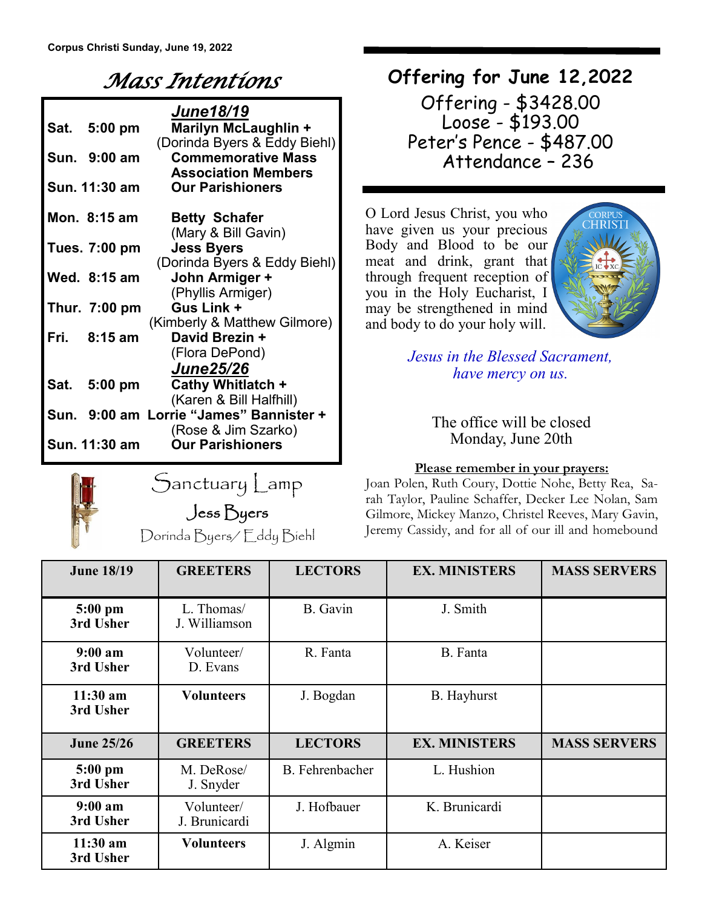Corpus Christi Sunday, June 19, 2022

# Mass Intentions

**June18/19**

| | | |
|---|---|---|
| **Sat. 5:00 pm** | **Marilyn McLaughlin +** (Dorinda Byers & Eddy Biehl) |
| **Sun. 9:00 am** | **Commemorative Mass Association Members** |
| **Sun. 11:30 am** | **Our Parishioners** |
| **Mon. 8:15 am** | **Betty Schafer** (Mary & Bill Gavin) |
| **Tues. 7:00 pm** | **Jess Byers** (Dorinda Byers & Eddy Biehl) |
| **Wed. 8:15 am** | **John Armiger +** (Phyllis Armiger) |
| **Thur. 7:00 pm** | **Gus Link +** (Kimberly & Matthew Gilmore) |
| **Fri. 8:15 am** | **David Brezin +** (Flora DePond) |

**June25/26**

| | |
|---|---|
| **Sat. 5:00 pm** | **Cathy Whitlatch +** (Karen & Bill Halfhill) |
| **Sun. 9:00 am** | **Lorrie "James" Bannister +** (Rose & Jim Szarko) |
| **Sun. 11:30 am** | **Our Parishioners** |

## Sanctuary Lamp

Jess Byers

Dorinda Byers/ Eddy Biehl

## Offering for June 12,2022

Offering - $3428.00
Loose - $193.00
Peter's Pence - $487.00
Attendance – 236

O Lord Jesus Christ, you who have given us your precious Body and Blood to be our meat and drink, grant that through frequent reception of you in the Holy Eucharist, I may be strengthened in mind and body to do your holy will.

*Jesus in the Blessed Sacrament, have mercy on us.*

The office will be closed Monday, June 20th

**Please remember in your prayers:**

Joan Polen, Ruth Coury, Dottie Nohe, Betty Rea, Sarah Taylor, Pauline Schaffer, Decker Lee Nolan, Sam Gilmore, Mickey Manzo, Christel Reeves, Mary Gavin, Jeremy Cassidy, and for all of our ill and homebound

| June 18/19 | GREETERS | LECTORS | EX. MINISTERS | MASS SERVERS |
|---|---|---|---|---|
| **5:00 pm 3rd Usher** | L. Thomas/ J. Williamson | B. Gavin | J. Smith | |
| **9:00 am 3rd Usher** | Volunteer/ D. Evans | R. Fanta | B. Fanta | |
| **11:30 am 3rd Usher** | **Volunteers** | J. Bogdan | B. Hayhurst | |
| **June 25/26** | **GREETERS** | **LECTORS** | **EX. MINISTERS** | **MASS SERVERS** |
| **5:00 pm 3rd Usher** | M. DeRose/ J. Snyder | B. Fehrenbacher | L. Hushion | |
| **9:00 am 3rd Usher** | Volunteer/ J. Brunicardi | J. Hofbauer | K. Brunicardi | |
| **11:30 am 3rd Usher** | **Volunteers** | J. Algmin | A. Keiser | |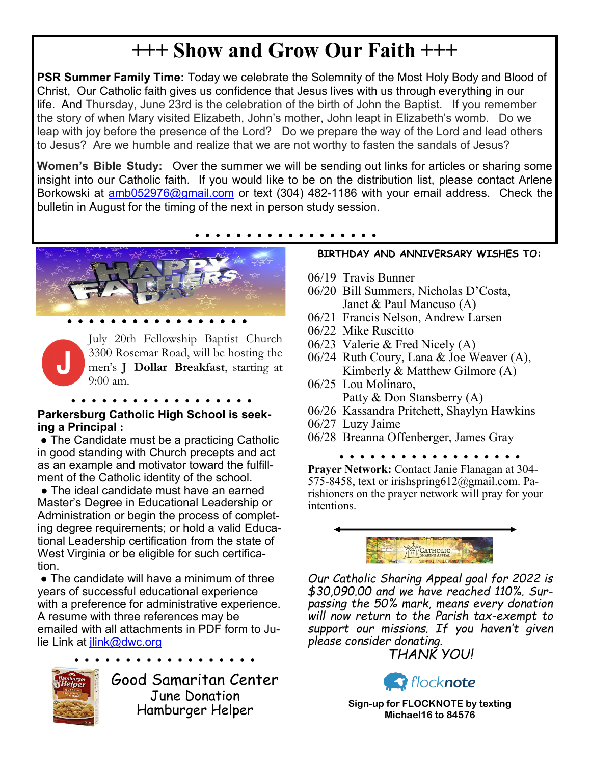# +++ Show and Grow Our Faith +++

**PSR Summer Family Time:** Today we celebrate the Solemnity of the Most Holy Body and Blood of Christ, Our Catholic faith gives us confidence that Jesus lives with us through everything in our life. And Thursday, June 23rd is the celebration of the birth of John the Baptist. If you remember the story of when Mary visited Elizabeth, John's mother, John leapt in Elizabeth's womb. Do we leap with joy before the presence of the Lord? Do we prepare the way of the Lord and lead others to Jesus? Are we humble and realize that we are not worthy to fasten the sandals of Jesus?

**Women's Bible Study:** Over the summer we will be sending out links for articles or sharing some insight into our Catholic faith. If you would like to be on the distribution list, please contact Arlene Borkowski at amb052976@gmail.com or text (304) 482-1186 with your email address. Check the bulletin in August for the timing of the next in person study session.

HAPPY FATHERS DAY

July 20th Fellowship Baptist Church 3300 Rosemar Road, will be hosting the men's **J Dollar Breakfast**, starting at 9:00 am.

**Parkersburg Catholic High School is seeking a Principal :**

- The Candidate must be a practicing Catholic in good standing with Church precepts and act as an example and motivator toward the fulfillment of the Catholic identity of the school.
- The ideal candidate must have an earned Master's Degree in Educational Leadership or Administration or begin the process of completing degree requirements; or hold a valid Educational Leadership certification from the state of West Virginia or be eligible for such certification.
- The candidate will have a minimum of three years of successful educational experience with a preference for administrative experience. A resume with three references may be emailed with all attachments in PDF form to Julie Link at jlink@dwc.org

Good Samaritan Center
June Donation
Hamburger Helper

**BIRTHDAY AND ANNIVERSARY WISHES TO:**

06/19 Travis Bunner
06/20 Bill Summers, Nicholas D'Costa, Janet & Paul Mancuso (A)
06/21 Francis Nelson, Andrew Larsen
06/22 Mike Ruscitto
06/23 Valerie & Fred Nicely (A)
06/24 Ruth Coury, Lana & Joe Weaver (A), Kimberly & Matthew Gilmore (A)
06/25 Lou Molinaro, Patty & Don Stansberry (A)
06/26 Kassandra Pritchett, Shaylyn Hawkins
06/27 Luzy Jaime
06/28 Breanna Offenberger, James Gray

**Prayer Network:** Contact Janie Flanagan at 304-575-8458, text or irishspring612@gmail.com. Parishioners on the prayer network will pray for your intentions.

*Our Catholic Sharing Appeal goal for 2022 is $30,090.00 and we have reached 110%. Surpassing the 50% mark, means every donation will now return to the Parish tax-exempt to support our missions. If you haven't given please consider donating.*

*THANK YOU!*

flocknote

**Sign-up for FLOCKNOTE by texting Michael16 to 84576**